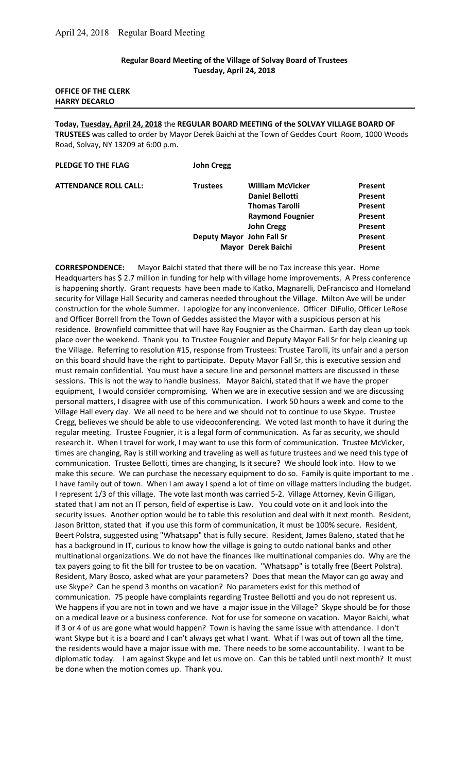**Regular Board Meeting of the Village of Solvay Board of Trustees**
**Tuesday, April 24, 2018**

**OFFICE OF THE CLERK**
**HARRY DECARLO**

**Today, Tuesday, April 24, 2018** the **REGULAR BOARD MEETING of the SOLVAY VILLAGE BOARD OF TRUSTEES** was called to order by Mayor Derek Baichi at the Town of Geddes Court Room, 1000 Woods Road, Solvay, NY 13209 at 6:00 p.m.

**PLEDGE TO THE FLAG** **John Cregg**

| **ATTENDANCE ROLL CALL:** | **Trustees** | **William McVicker** | **Present** |
|---|---|---|---|
| | | **Daniel Bellotti** | **Present** |
| | | **Thomas Tarolli** | **Present** |
| | | **Raymond Fougnier** | **Present** |
| | | **John Cregg** | **Present** |
| | **Deputy Mayor** | **John Fall Sr** | **Present** |
| | **Mayor** | **Derek Baichi** | **Present** |

**CORRESPONDENCE:** Mayor Baichi stated that there will be no Tax increase this year. Home Headquarters has $ 2.7 million in funding for help with village home improvements. A Press conference is happening shortly. Grant requests have been made to Katko, Magnarelli, DeFrancisco and Homeland security for Village Hall Security and cameras needed throughout the Village. Milton Ave will be under construction for the whole Summer. I apologize for any inconvenience. Officer DiFulio, Officer LeRose and Officer Borrell from the Town of Geddes assisted the Mayor with a suspicious person at his residence. Brownfield committee that will have Ray Fougnier as the Chairman. Earth day clean up took place over the weekend. Thank you to Trustee Fougnier and Deputy Mayor Fall Sr for help cleaning up the Village. Referring to resolution #15, response from Trustees: Trustee Tarolli, its unfair and a person on this board should have the right to participate. Deputy Mayor Fall Sr, this is executive session and must remain confidential. You must have a secure line and personnel matters are discussed in these sessions. This is not the way to handle business. Mayor Baichi, stated that if we have the proper equipment, I would consider compromising. When we are in executive session and we are discussing personal matters, I disagree with use of this communication. I work 50 hours a week and come to the Village Hall every day. We all need to be here and we should not to continue to use Skype. Trustee Cregg, believes we should be able to use videoconferencing. We voted last month to have it during the regular meeting. Trustee Fougnier, it is a legal form of communication. As far as security, we should research it. When I travel for work, I may want to use this form of communication. Trustee McVicker, times are changing, Ray is still working and traveling as well as future trustees and we need this type of communication. Trustee Bellotti, times are changing, Is it secure? We should look into. How to we make this secure. We can purchase the necessary equipment to do so. Family is quite important to me . I have family out of town. When I am away I spend a lot of time on village matters including the budget. I represent 1/3 of this village. The vote last month was carried 5-2. Village Attorney, Kevin Gilligan, stated that I am not an IT person, field of expertise is Law. You could vote on it and look into the security issues. Another option would be to table this resolution and deal with it next month. Resident, Jason Britton, stated that if you use this form of communication, it must be 100% secure. Resident, Beert Polstra, suggested using "Whatsapp" that is fully secure. Resident, James Baleno, stated that he has a background in IT, curious to know how the village is going to outdo national banks and other multinational organizations. We do not have the finances like multinational companies do. Why are the tax payers going to fit the bill for trustee to be on vacation. "Whatsapp" is totally free (Beert Polstra). Resident, Mary Bosco, asked what are your parameters? Does that mean the Mayor can go away and use Skype? Can he spend 3 months on vacation? No parameters exist for this method of communication. 75 people have complaints regarding Trustee Bellotti and you do not represent us. We happens if you are not in town and we have a major issue in the Village? Skype should be for those on a medical leave or a business conference. Not for use for someone on vacation. Mayor Baichi, what if 3 or 4 of us are gone what would happen? Town is having the same issue with attendance. I don't want Skype but it is a board and I can't always get what I want. What if I was out of town all the time, the residents would have a major issue with me. There needs to be some accountability. I want to be diplomatic today. I am against Skype and let us move on. Can this be tabled until next month? It must be done when the motion comes up. Thank you.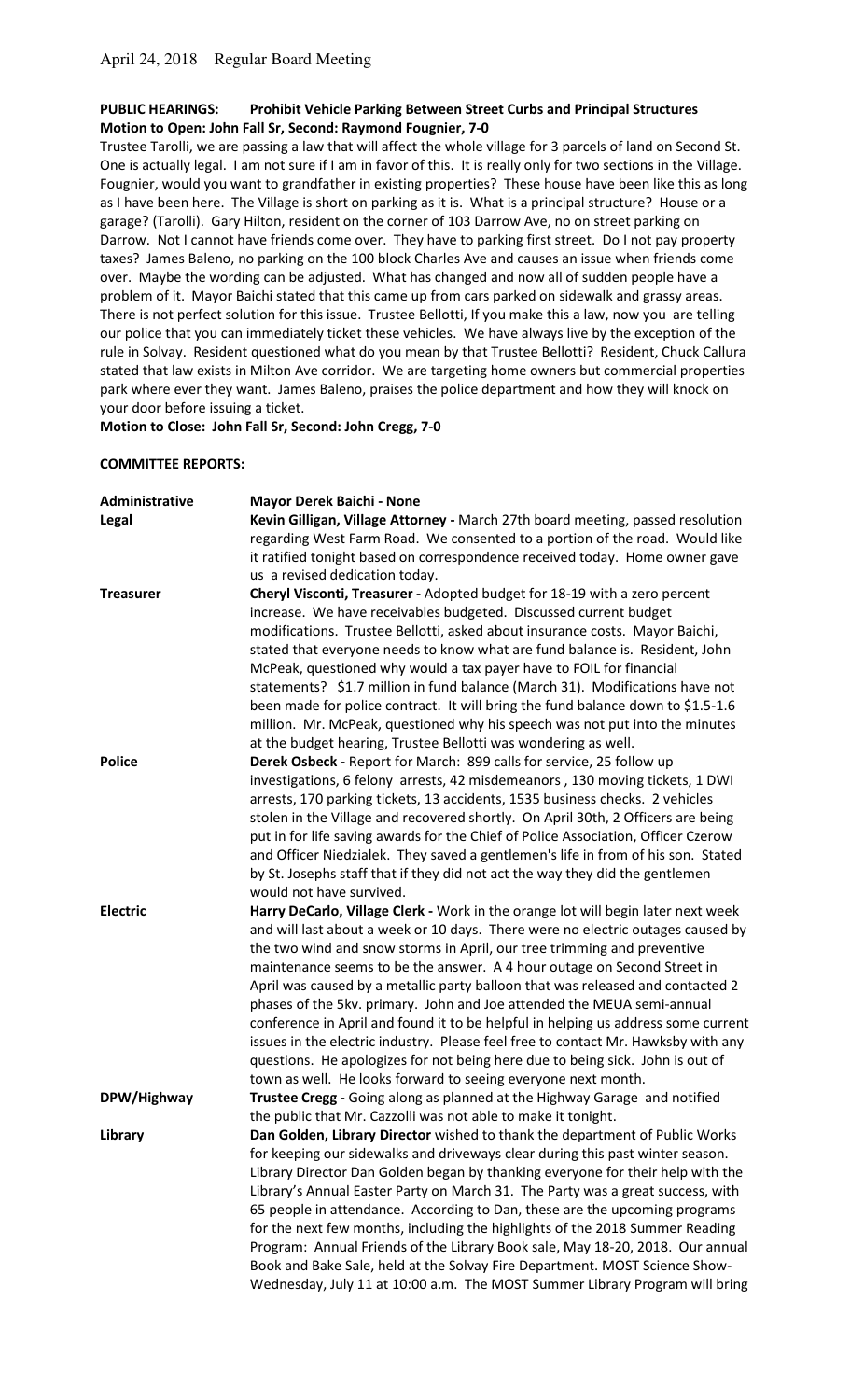April 24, 2018 Regular Board Meeting

**PUBLIC HEARINGS: Prohibit Vehicle Parking Between Street Curbs and Principal Structures**
**Motion to Open: John Fall Sr, Second: Raymond Fougnier, 7-0**

Trustee Tarolli, we are passing a law that will affect the whole village for 3 parcels of land on Second St. One is actually legal. I am not sure if I am in favor of this. It is really only for two sections in the Village. Fougnier, would you want to grandfather in existing properties? These house have been like this as long as I have been here. The Village is short on parking as it is. What is a principal structure? House or a garage? (Tarolli). Gary Hilton, resident on the corner of 103 Darrow Ave, no on street parking on Darrow. Not I cannot have friends come over. They have to parking first street. Do I not pay property taxes? James Baleno, no parking on the 100 block Charles Ave and causes an issue when friends come over. Maybe the wording can be adjusted. What has changed and now all of sudden people have a problem of it. Mayor Baichi stated that this came up from cars parked on sidewalk and grassy areas. There is not perfect solution for this issue. Trustee Bellotti, If you make this a law, now you are telling our police that you can immediately ticket these vehicles. We have always live by the exception of the rule in Solvay. Resident questioned what do you mean by that Trustee Bellotti? Resident, Chuck Callura stated that law exists in Milton Ave corridor. We are targeting home owners but commercial properties park where ever they want. James Baleno, praises the police department and how they will knock on your door before issuing a ticket.

**Motion to Close: John Fall Sr, Second: John Cregg, 7-0**

**COMMITTEE REPORTS:**

| | |
|---|---|
| **Administrative** | **Mayor Derek Baichi - None** |
| **Legal** | **Kevin Gilligan, Village Attorney -** March 27th board meeting, passed resolution regarding West Farm Road. We consented to a portion of the road. Would like it ratified tonight based on correspondence received today. Home owner gave us a revised dedication today. |
| **Treasurer** | **Cheryl Visconti, Treasurer -** Adopted budget for 18-19 with a zero percent increase. We have receivables budgeted. Discussed current budget modifications. Trustee Bellotti, asked about insurance costs. Mayor Baichi, stated that everyone needs to know what are fund balance is. Resident, John McPeak, questioned why would a tax payer have to FOIL for financial statements? \$1.7 million in fund balance (March 31). Modifications have not been made for police contract. It will bring the fund balance down to \$1.5-1.6 million. Mr. McPeak, questioned why his speech was not put into the minutes at the budget hearing, Trustee Bellotti was wondering as well. |
| **Police** | **Derek Osbeck -** Report for March: 899 calls for service, 25 follow up investigations, 6 felony arrests, 42 misdemeanors , 130 moving tickets, 1 DWI arrests, 170 parking tickets, 13 accidents, 1535 business checks. 2 vehicles stolen in the Village and recovered shortly. On April 30th, 2 Officers are being put in for life saving awards for the Chief of Police Association, Officer Czerow and Officer Niedzialek. They saved a gentlemen's life in from of his son. Stated by St. Josephs staff that if they did not act the way they did the gentlemen would not have survived. |
| **Electric** | **Harry DeCarlo, Village Clerk -** Work in the orange lot will begin later next week and will last about a week or 10 days. There were no electric outages caused by the two wind and snow storms in April, our tree trimming and preventive maintenance seems to be the answer. A 4 hour outage on Second Street in April was caused by a metallic party balloon that was released and contacted 2 phases of the 5kv. primary. John and Joe attended the MEUA semi-annual conference in April and found it to be helpful in helping us address some current issues in the electric industry. Please feel free to contact Mr. Hawksby with any questions. He apologizes for not being here due to being sick. John is out of town as well. He looks forward to seeing everyone next month. |
| **DPW/Highway** | **Trustee Cregg -** Going along as planned at the Highway Garage and notified the public that Mr. Cazzolli was not able to make it tonight. |
| **Library** | **Dan Golden, Library Director** wished to thank the department of Public Works for keeping our sidewalks and driveways clear during this past winter season. Library Director Dan Golden began by thanking everyone for their help with the Library's Annual Easter Party on March 31. The Party was a great success, with 65 people in attendance. According to Dan, these are the upcoming programs for the next few months, including the highlights of the 2018 Summer Reading Program: Annual Friends of the Library Book sale, May 18-20, 2018. Our annual Book and Bake Sale, held at the Solvay Fire Department. MOST Science Show- Wednesday, July 11 at 10:00 a.m. The MOST Summer Library Program will bring |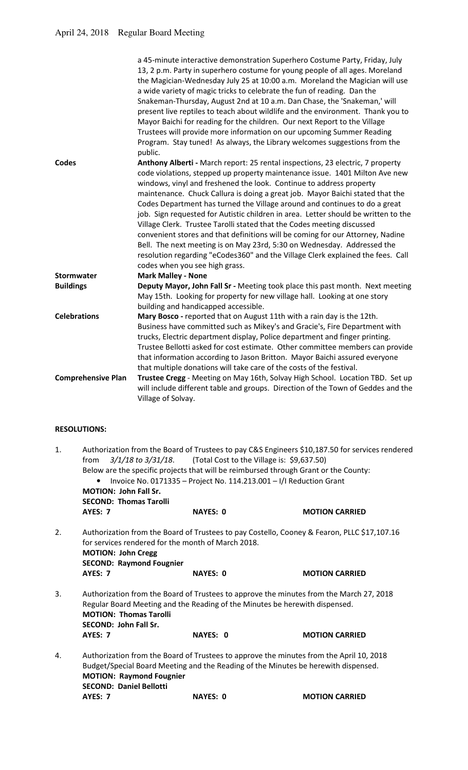| | |
|---|---|
| | a 45-minute interactive demonstration Superhero Costume Party, Friday, July 13, 2 p.m. Party in superhero costume for young people of all ages. Moreland the Magician-Wednesday July 25 at 10:00 a.m. Moreland the Magician will use a wide variety of magic tricks to celebrate the fun of reading. Dan the Snakeman-Thursday, August 2nd at 10 a.m. Dan Chase, the 'Snakeman,' will present live reptiles to teach about wildlife and the environment. Thank you to Mayor Baichi for reading for the children. Our next Report to the Village Trustees will provide more information on our upcoming Summer Reading Program. Stay tuned! As always, the Library welcomes suggestions from the public. |
| **Codes** | **Anthony Alberti -** March report: 25 rental inspections, 23 electric, 7 property code violations, stepped up property maintenance issue. 1401 Milton Ave new windows, vinyl and freshened the look. Continue to address property maintenance. Chuck Callura is doing a great job. Mayor Baichi stated that the Codes Department has turned the Village around and continues to do a great job. Sign requested for Autistic children in area. Letter should be written to the Village Clerk. Trustee Tarolli stated that the Codes meeting discussed convenient stores and that definitions will be coming for our Attorney, Nadine Bell. The next meeting is on May 23rd, 5:30 on Wednesday. Addressed the resolution regarding "eCodes360" and the Village Clerk explained the fees. Call codes when you see high grass. |
| **Stormwater** | **Mark Malley - None** |
| **Buildings** | **Deputy Mayor, John Fall Sr -** Meeting took place this past month. Next meeting May 15th. Looking for property for new village hall. Looking at one story building and handicapped accessible. |
| **Celebrations** | **Mary Bosco -** reported that on August 11th with a rain day is the 12th. Business have committed such as Mikey's and Gracie's, Fire Department with trucks, Electric department display, Police department and finger printing. Trustee Bellotti asked for cost estimate. Other committee members can provide that information according to Jason Britton. Mayor Baichi assured everyone that multiple donations will take care of the costs of the festival. |
| **Comprehensive Plan** | **Trustee Cregg** - Meeting on May 16th, Solvay High School. Location TBD. Set up will include different table and groups. Direction of the Town of Geddes and the Village of Solvay. |

**RESOLUTIONS:**

1. Authorization from the Board of Trustees to pay C&S Engineers $10,187.50 for services rendered from *3/1/18 to 3/31/18*. (Total Cost to the Village is: $9,637.50)
   Below are the specific projects that will be reimbursed through Grant or the County:
   - Invoice No. 0171335 – Project No. 114.213.001 – I/I Reduction Grant

   **MOTION: John Fall Sr.**
   **SECOND: Thomas Tarolli**
   **AYES: 7 NAYES: 0 MOTION CARRIED**

2. Authorization from the Board of Trustees to pay Costello, Cooney & Fearon, PLLC $17,107.16 for services rendered for the month of March 2018.
   **MOTION: John Cregg**
   **SECOND: Raymond Fougnier**
   **AYES: 7 NAYES: 0 MOTION CARRIED**

3. Authorization from the Board of Trustees to approve the minutes from the March 27, 2018 Regular Board Meeting and the Reading of the Minutes be herewith dispensed.
   **MOTION: Thomas Tarolli**
   **SECOND: John Fall Sr.**
   **AYES: 7 NAYES: 0 MOTION CARRIED**

4. Authorization from the Board of Trustees to approve the minutes from the April 10, 2018 Budget/Special Board Meeting and the Reading of the Minutes be herewith dispensed.
   **MOTION: Raymond Fougnier**
   **SECOND: Daniel Bellotti**
   **AYES: 7 NAYES: 0 MOTION CARRIED**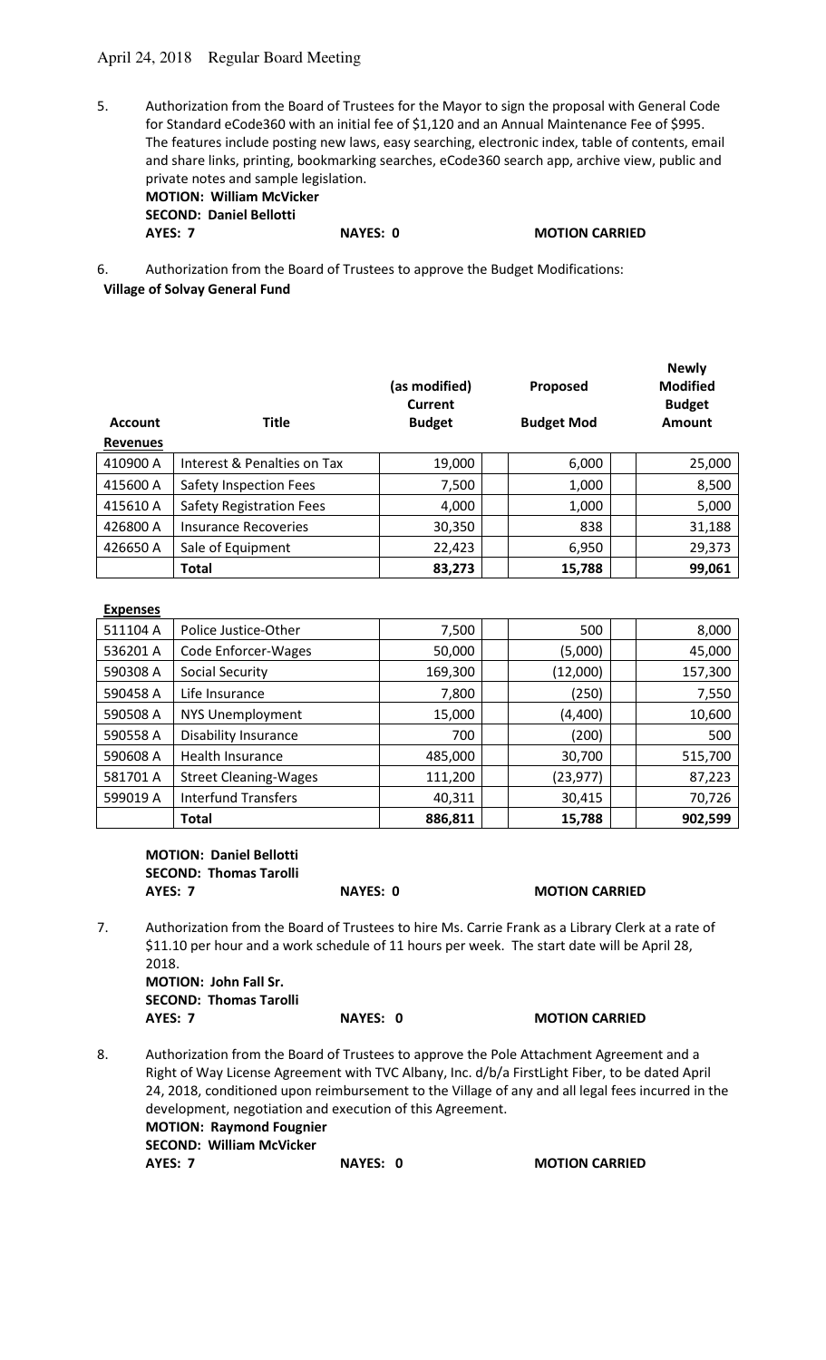April 24, 2018 Regular Board Meeting

5. Authorization from the Board of Trustees for the Mayor to sign the proposal with General Code for Standard eCode360 with an initial fee of $1,120 and an Annual Maintenance Fee of $995. The features include posting new laws, easy searching, electronic index, table of contents, email and share links, printing, bookmarking searches, eCode360 search app, archive view, public and private notes and sample legislation.

**MOTION: William McVicker**
**SECOND: Daniel Bellotti**
**AYES: 7 NAYES: 0 MOTION CARRIED**

6. Authorization from the Board of Trustees to approve the Budget Modifications:

**Village of Solvay General Fund**

| Account | Title | (as modified) Current Budget | Proposed Budget Mod | Newly Modified Budget Amount |
|---|---|---|---|---|
| **Revenues** | | | | |
| 410900 A | Interest & Penalties on Tax | 19,000 | 6,000 | 25,000 |
| 415600 A | Safety Inspection Fees | 7,500 | 1,000 | 8,500 |
| 415610 A | Safety Registration Fees | 4,000 | 1,000 | 5,000 |
| 426800 A | Insurance Recoveries | 30,350 | 838 | 31,188 |
| 426650 A | Sale of Equipment | 22,423 | 6,950 | 29,373 |
| | **Total** | **83,273** | **15,788** | **99,061** |

| Account | Title | (as modified) Current Budget | Proposed Budget Mod | Newly Modified Budget Amount |
|---|---|---|---|---|
| **Expenses** | | | | |
| 511104 A | Police Justice-Other | 7,500 | 500 | 8,000 |
| 536201 A | Code Enforcer-Wages | 50,000 | (5,000) | 45,000 |
| 590308 A | Social Security | 169,300 | (12,000) | 157,300 |
| 590458 A | Life Insurance | 7,800 | (250) | 7,550 |
| 590508 A | NYS Unemployment | 15,000 | (4,400) | 10,600 |
| 590558 A | Disability Insurance | 700 | (200) | 500 |
| 590608 A | Health Insurance | 485,000 | 30,700 | 515,700 |
| 581701 A | Street Cleaning-Wages | 111,200 | (23,977) | 87,223 |
| 599019 A | Interfund Transfers | 40,311 | 30,415 | 70,726 |
| | **Total** | **886,811** | **15,788** | **902,599** |

**MOTION: Daniel Bellotti**
**SECOND: Thomas Tarolli**
**AYES: 7 NAYES: 0 MOTION CARRIED**

7. Authorization from the Board of Trustees to hire Ms. Carrie Frank as a Library Clerk at a rate of $11.10 per hour and a work schedule of 11 hours per week. The start date will be April 28, 2018.

**MOTION: John Fall Sr.**
**SECOND: Thomas Tarolli**
**AYES: 7 NAYES: 0 MOTION CARRIED**

8. Authorization from the Board of Trustees to approve the Pole Attachment Agreement and a Right of Way License Agreement with TVC Albany, Inc. d/b/a FirstLight Fiber, to be dated April 24, 2018, conditioned upon reimbursement to the Village of any and all legal fees incurred in the development, negotiation and execution of this Agreement.

**MOTION: Raymond Fougnier**
**SECOND: William McVicker**
**AYES: 7 NAYES: 0 MOTION CARRIED**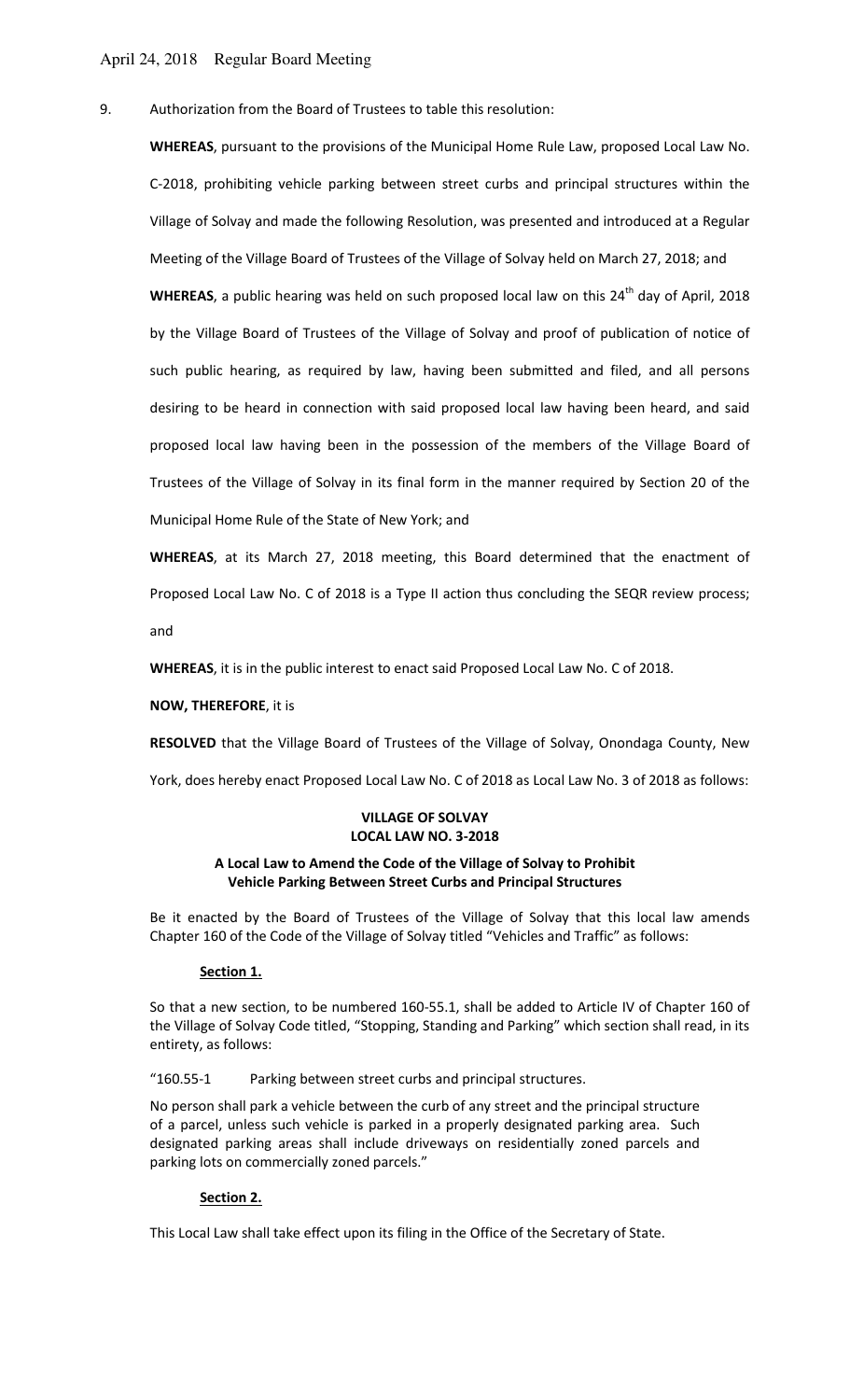April 24, 2018 Regular Board Meeting

9. Authorization from the Board of Trustees to table this resolution:

**WHEREAS**, pursuant to the provisions of the Municipal Home Rule Law, proposed Local Law No. C-2018, prohibiting vehicle parking between street curbs and principal structures within the Village of Solvay and made the following Resolution, was presented and introduced at a Regular Meeting of the Village Board of Trustees of the Village of Solvay held on March 27, 2018; and

**WHEREAS**, a public hearing was held on such proposed local law on this 24th day of April, 2018 by the Village Board of Trustees of the Village of Solvay and proof of publication of notice of such public hearing, as required by law, having been submitted and filed, and all persons desiring to be heard in connection with said proposed local law having been heard, and said proposed local law having been in the possession of the members of the Village Board of Trustees of the Village of Solvay in its final form in the manner required by Section 20 of the Municipal Home Rule of the State of New York; and

**WHEREAS**, at its March 27, 2018 meeting, this Board determined that the enactment of Proposed Local Law No. C of 2018 is a Type II action thus concluding the SEQR review process; and

**WHEREAS**, it is in the public interest to enact said Proposed Local Law No. C of 2018.

**NOW, THEREFORE**, it is

**RESOLVED** that the Village Board of Trustees of the Village of Solvay, Onondaga County, New York, does hereby enact Proposed Local Law No. C of 2018 as Local Law No. 3 of 2018 as follows:

**VILLAGE OF SOLVAY**
**LOCAL LAW NO. 3-2018**

**A Local Law to Amend the Code of the Village of Solvay to Prohibit Vehicle Parking Between Street Curbs and Principal Structures**

Be it enacted by the Board of Trustees of the Village of Solvay that this local law amends Chapter 160 of the Code of the Village of Solvay titled "Vehicles and Traffic" as follows:

**Section 1.**

So that a new section, to be numbered 160-55.1, shall be added to Article IV of Chapter 160 of the Village of Solvay Code titled, "Stopping, Standing and Parking" which section shall read, in its entirety, as follows:

"160.55-1 Parking between street curbs and principal structures.

No person shall park a vehicle between the curb of any street and the principal structure of a parcel, unless such vehicle is parked in a properly designated parking area. Such designated parking areas shall include driveways on residentially zoned parcels and parking lots on commercially zoned parcels."

**Section 2.**

This Local Law shall take effect upon its filing in the Office of the Secretary of State.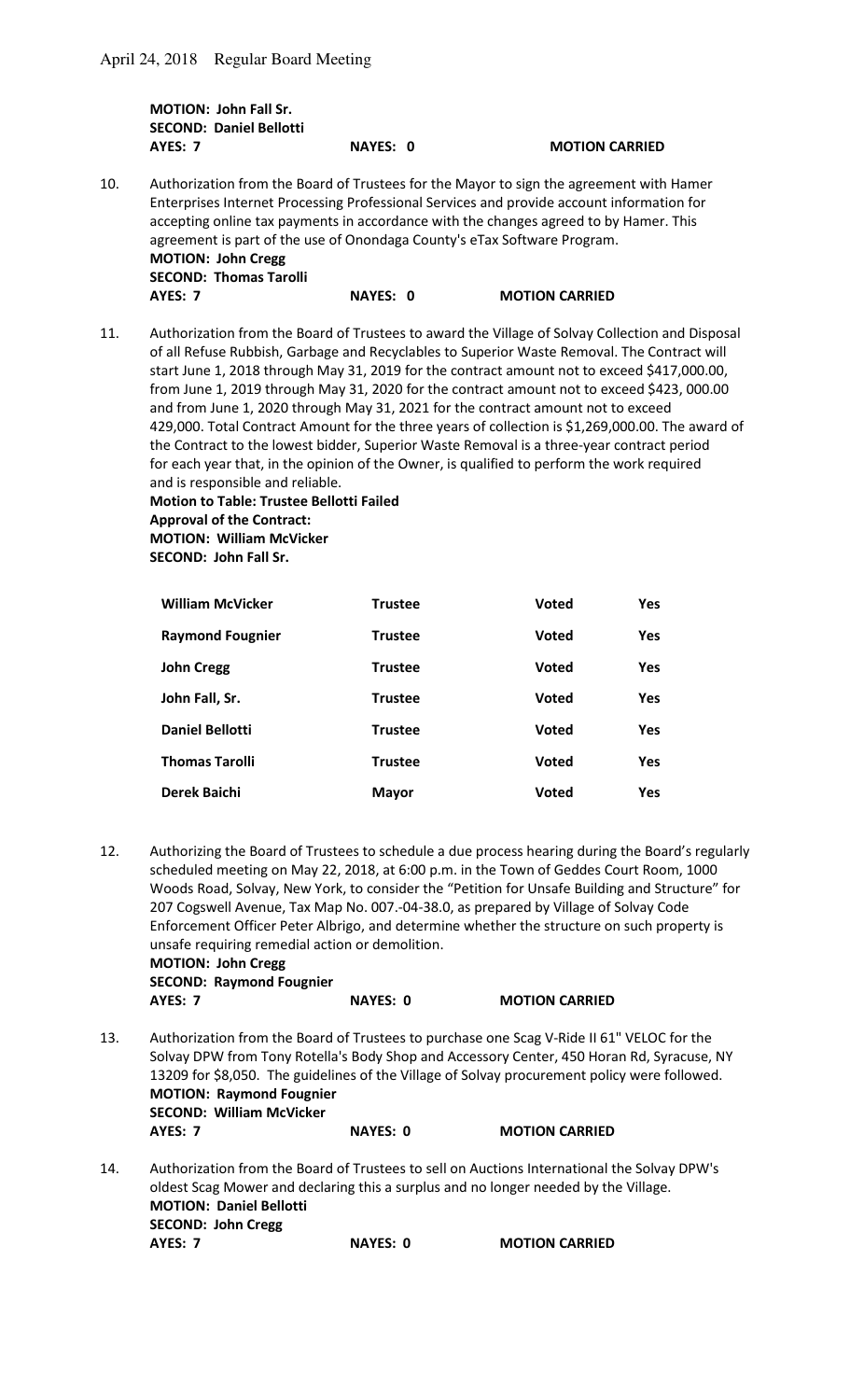**MOTION: John Fall Sr.**
**SECOND: Daniel Bellotti**
**AYES: 7** **NAYES: 0** **MOTION CARRIED**

10. Authorization from the Board of Trustees for the Mayor to sign the agreement with Hamer Enterprises Internet Processing Professional Services and provide account information for accepting online tax payments in accordance with the changes agreed to by Hamer. This agreement is part of the use of Onondaga County's eTax Software Program.
**MOTION: John Cregg**
**SECOND: Thomas Tarolli**
**AYES: 7** **NAYES: 0** **MOTION CARRIED**

11. Authorization from the Board of Trustees to award the Village of Solvay Collection and Disposal of all Refuse Rubbish, Garbage and Recyclables to Superior Waste Removal. The Contract will start June 1, 2018 through May 31, 2019 for the contract amount not to exceed $417,000.00, from June 1, 2019 through May 31, 2020 for the contract amount not to exceed $423, 000.00 and from June 1, 2020 through May 31, 2021 for the contract amount not to exceed 429,000. Total Contract Amount for the three years of collection is $1,269,000.00. The award of the Contract to the lowest bidder, Superior Waste Removal is a three-year contract period for each year that, in the opinion of the Owner, is qualified to perform the work required and is responsible and reliable.
**Motion to Table: Trustee Bellotti Failed**
**Approval of the Contract:**
**MOTION: William McVicker**
**SECOND: John Fall Sr.**

| | | | |
|---|---|---|---|
| **William McVicker** | **Trustee** | **Voted** | **Yes** |
| **Raymond Fougnier** | **Trustee** | **Voted** | **Yes** |
| **John Cregg** | **Trustee** | **Voted** | **Yes** |
| **John Fall, Sr.** | **Trustee** | **Voted** | **Yes** |
| **Daniel Bellotti** | **Trustee** | **Voted** | **Yes** |
| **Thomas Tarolli** | **Trustee** | **Voted** | **Yes** |
| **Derek Baichi** | **Mayor** | **Voted** | **Yes** |

12. Authorizing the Board of Trustees to schedule a due process hearing during the Board's regularly scheduled meeting on May 22, 2018, at 6:00 p.m. in the Town of Geddes Court Room, 1000 Woods Road, Solvay, New York, to consider the "Petition for Unsafe Building and Structure" for 207 Cogswell Avenue, Tax Map No. 007.-04-38.0, as prepared by Village of Solvay Code Enforcement Officer Peter Albrigo, and determine whether the structure on such property is unsafe requiring remedial action or demolition.
**MOTION: John Cregg**
**SECOND: Raymond Fougnier**
**AYES: 7** **NAYES: 0** **MOTION CARRIED**

13. Authorization from the Board of Trustees to purchase one Scag V-Ride II 61" VELOC for the Solvay DPW from Tony Rotella's Body Shop and Accessory Center, 450 Horan Rd, Syracuse, NY 13209 for $8,050. The guidelines of the Village of Solvay procurement policy were followed.
**MOTION: Raymond Fougnier**
**SECOND: William McVicker**
**AYES: 7** **NAYES: 0** **MOTION CARRIED**

14. Authorization from the Board of Trustees to sell on Auctions International the Solvay DPW's oldest Scag Mower and declaring this a surplus and no longer needed by the Village.
**MOTION: Daniel Bellotti**
**SECOND: John Cregg**
**AYES: 7** **NAYES: 0** **MOTION CARRIED**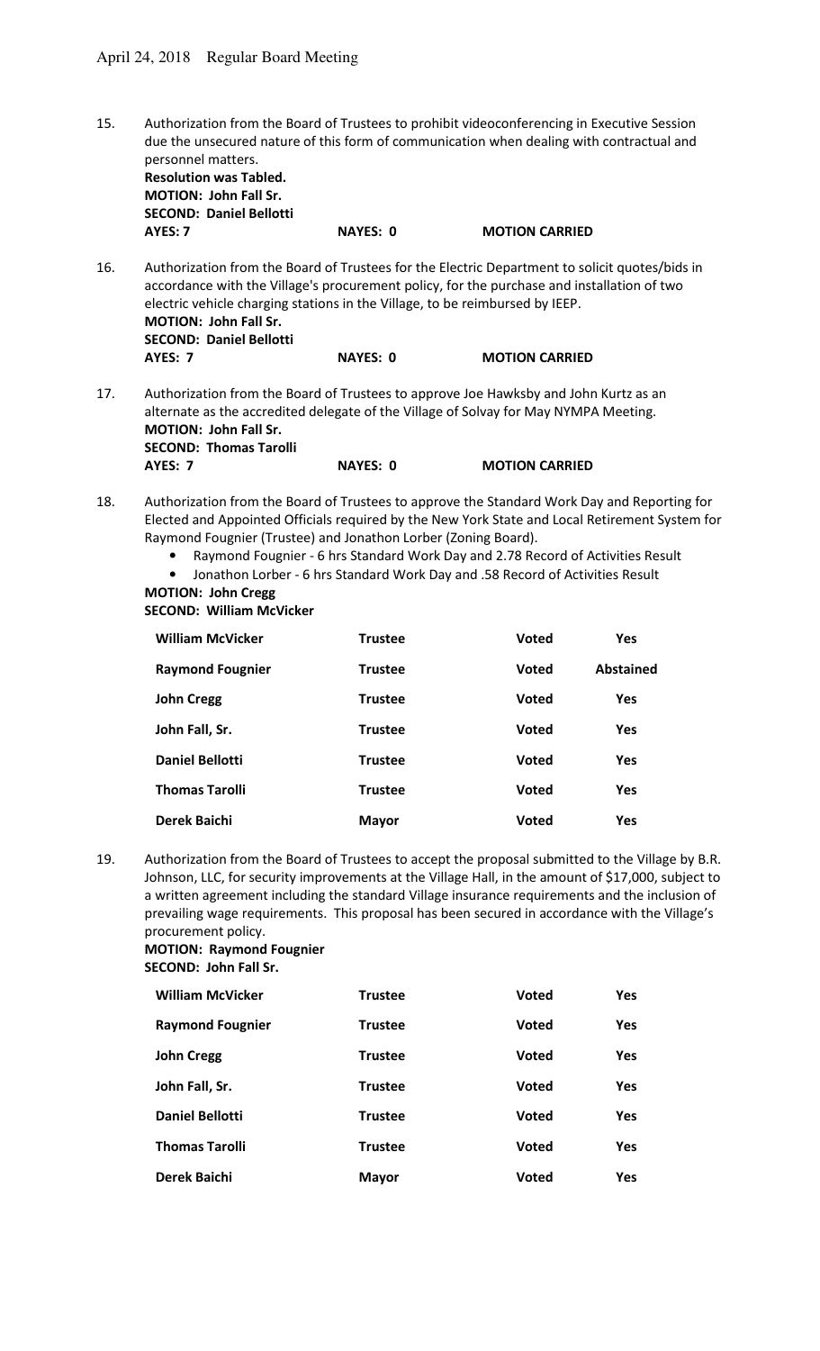15. Authorization from the Board of Trustees to prohibit videoconferencing in Executive Session due the unsecured nature of this form of communication when dealing with contractual and personnel matters.
**Resolution was Tabled.**
**MOTION: John Fall Sr.**
**SECOND: Daniel Bellotti**
**AYES: 7** **NAYES: 0** **MOTION CARRIED**

16. Authorization from the Board of Trustees for the Electric Department to solicit quotes/bids in accordance with the Village's procurement policy, for the purchase and installation of two electric vehicle charging stations in the Village, to be reimbursed by IEEP.
**MOTION: John Fall Sr.**
**SECOND: Daniel Bellotti**
**AYES: 7** **NAYES: 0** **MOTION CARRIED**

17. Authorization from the Board of Trustees to approve Joe Hawksby and John Kurtz as an alternate as the accredited delegate of the Village of Solvay for May NYMPA Meeting.
**MOTION: John Fall Sr.**
**SECOND: Thomas Tarolli**
**AYES: 7** **NAYES: 0** **MOTION CARRIED**

18. Authorization from the Board of Trustees to approve the Standard Work Day and Reporting for Elected and Appointed Officials required by the New York State and Local Retirement System for Raymond Fougnier (Trustee) and Jonathon Lorber (Zoning Board).
    - Raymond Fougnier - 6 hrs Standard Work Day and 2.78 Record of Activities Result
    - Jonathon Lorber - 6 hrs Standard Work Day and .58 Record of Activities Result

**MOTION: John Cregg**
**SECOND: William McVicker**

| | | | |
|---|---|---|---|
| **William McVicker** | **Trustee** | **Voted** | **Yes** |
| **Raymond Fougnier** | **Trustee** | **Voted** | **Abstained** |
| **John Cregg** | **Trustee** | **Voted** | **Yes** |
| **John Fall, Sr.** | **Trustee** | **Voted** | **Yes** |
| **Daniel Bellotti** | **Trustee** | **Voted** | **Yes** |
| **Thomas Tarolli** | **Trustee** | **Voted** | **Yes** |
| **Derek Baichi** | **Mayor** | **Voted** | **Yes** |

19. Authorization from the Board of Trustees to accept the proposal submitted to the Village by B.R. Johnson, LLC, for security improvements at the Village Hall, in the amount of $17,000, subject to a written agreement including the standard Village insurance requirements and the inclusion of prevailing wage requirements. This proposal has been secured in accordance with the Village's procurement policy.
**MOTION: Raymond Fougnier**
**SECOND: John Fall Sr.**

| | | | |
|---|---|---|---|
| **William McVicker** | **Trustee** | **Voted** | **Yes** |
| **Raymond Fougnier** | **Trustee** | **Voted** | **Yes** |
| **John Cregg** | **Trustee** | **Voted** | **Yes** |
| **John Fall, Sr.** | **Trustee** | **Voted** | **Yes** |
| **Daniel Bellotti** | **Trustee** | **Voted** | **Yes** |
| **Thomas Tarolli** | **Trustee** | **Voted** | **Yes** |
| **Derek Baichi** | **Mayor** | **Voted** | **Yes** |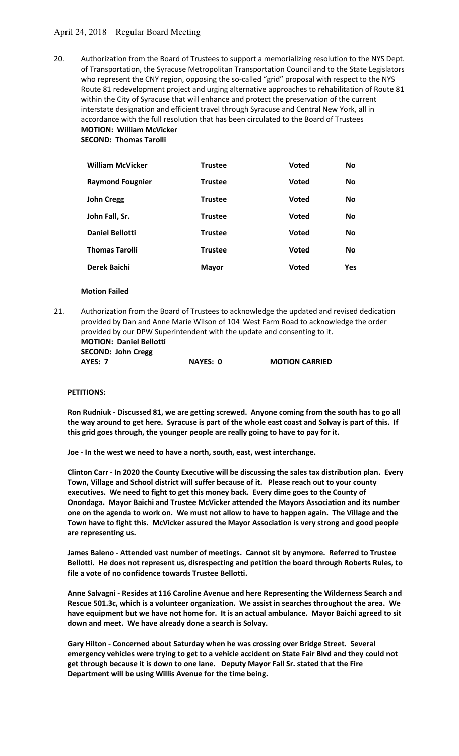20. Authorization from the Board of Trustees to support a memorializing resolution to the NYS Dept. of Transportation, the Syracuse Metropolitan Transportation Council and to the State Legislators who represent the CNY region, opposing the so-called "grid" proposal with respect to the NYS Route 81 redevelopment project and urging alternative approaches to rehabilitation of Route 81 within the City of Syracuse that will enhance and protect the preservation of the current interstate designation and efficient travel through Syracuse and Central New York, all in accordance with the full resolution that has been circulated to the Board of Trustees
**MOTION: William McVicker**
**SECOND: Thomas Tarolli**

| **William McVicker** | **Trustee** | **Voted** | **No** |
|---|---|---|---|
| **Raymond Fougnier** | **Trustee** | **Voted** | **No** |
| **John Cregg** | **Trustee** | **Voted** | **No** |
| **John Fall, Sr.** | **Trustee** | **Voted** | **No** |
| **Daniel Bellotti** | **Trustee** | **Voted** | **No** |
| **Thomas Tarolli** | **Trustee** | **Voted** | **No** |
| **Derek Baichi** | **Mayor** | **Voted** | **Yes** |

**Motion Failed**

21. Authorization from the Board of Trustees to acknowledge the updated and revised dedication provided by Dan and Anne Marie Wilson of 104 West Farm Road to acknowledge the order provided by our DPW Superintendent with the update and consenting to it.
**MOTION: Daniel Bellotti**
**SECOND: John Cregg**
**AYES: 7 NAYES: 0 MOTION CARRIED**

**PETITIONS:**

**Ron Rudniuk - Discussed 81, we are getting screwed. Anyone coming from the south has to go all the way around to get here. Syracuse is part of the whole east coast and Solvay is part of this. If this grid goes through, the younger people are really going to have to pay for it.**

**Joe - In the west we need to have a north, south, east, west interchange.**

**Clinton Carr - In 2020 the County Executive will be discussing the sales tax distribution plan. Every Town, Village and School district will suffer because of it. Please reach out to your county executives. We need to fight to get this money back. Every dime goes to the County of Onondaga. Mayor Baichi and Trustee McVicker attended the Mayors Association and its number one on the agenda to work on. We must not allow to have to happen again. The Village and the Town have to fight this. McVicker assured the Mayor Association is very strong and good people are representing us.**

**James Baleno - Attended vast number of meetings. Cannot sit by anymore. Referred to Trustee Bellotti. He does not represent us, disrespecting and petition the board through Roberts Rules, to file a vote of no confidence towards Trustee Bellotti.**

**Anne Salvagni - Resides at 116 Caroline Avenue and here Representing the Wilderness Search and Rescue 501.3c, which is a volunteer organization. We assist in searches throughout the area. We have equipment but we have not home for. It is an actual ambulance. Mayor Baichi agreed to sit down and meet. We have already done a search is Solvay.**

**Gary Hilton - Concerned about Saturday when he was crossing over Bridge Street. Several emergency vehicles were trying to get to a vehicle accident on State Fair Blvd and they could not get through because it is down to one lane. Deputy Mayor Fall Sr. stated that the Fire Department will be using Willis Avenue for the time being.**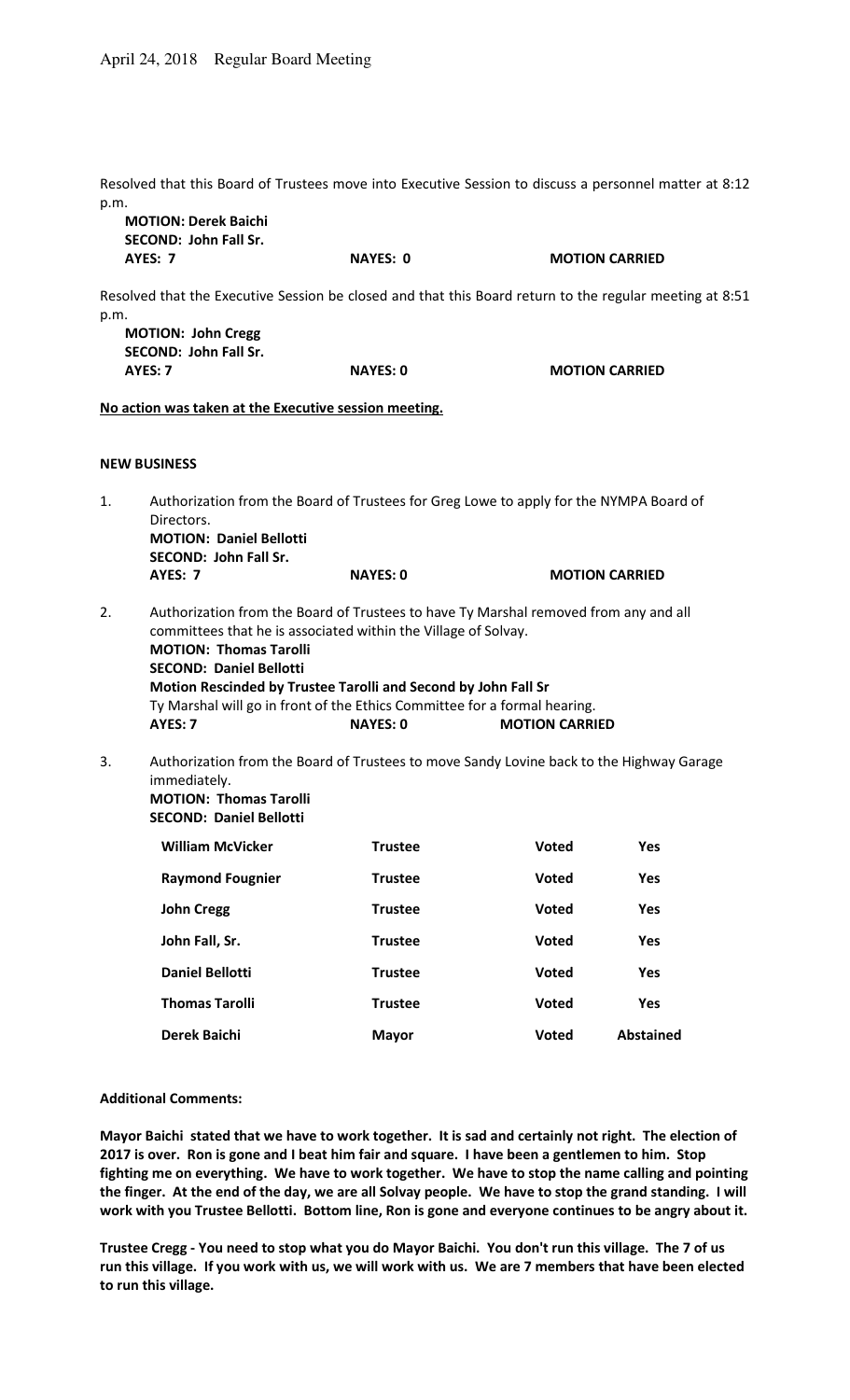Resolved that this Board of Trustees move into Executive Session to discuss a personnel matter at 8:12 p.m.

**MOTION: Derek Baichi**
**SECOND: John Fall Sr.**
**AYES: 7** **NAYES: 0** **MOTION CARRIED**

Resolved that the Executive Session be closed and that this Board return to the regular meeting at 8:51 p.m.

**MOTION: John Cregg**
**SECOND: John Fall Sr.**
**AYES: 7** **NAYES: 0** **MOTION CARRIED**

**No action was taken at the Executive session meeting.**

**NEW BUSINESS**

1. Authorization from the Board of Trustees for Greg Lowe to apply for the NYMPA Board of Directors.
   **MOTION: Daniel Bellotti**
   **SECOND: John Fall Sr.**
   **AYES: 7** **NAYES: 0** **MOTION CARRIED**

2. Authorization from the Board of Trustees to have Ty Marshal removed from any and all committees that he is associated within the Village of Solvay.
   **MOTION: Thomas Tarolli**
   **SECOND: Daniel Bellotti**
   **Motion Rescinded by Trustee Tarolli and Second by John Fall Sr**
   Ty Marshal will go in front of the Ethics Committee for a formal hearing.
   **AYES: 7** **NAYES: 0** **MOTION CARRIED**

3. Authorization from the Board of Trustees to move Sandy Lovine back to the Highway Garage immediately.
   **MOTION: Thomas Tarolli**
   **SECOND: Daniel Bellotti**

| | | | |
|---|---|---|---|
| **William McVicker** | **Trustee** | **Voted** | **Yes** |
| **Raymond Fougnier** | **Trustee** | **Voted** | **Yes** |
| **John Cregg** | **Trustee** | **Voted** | **Yes** |
| **John Fall, Sr.** | **Trustee** | **Voted** | **Yes** |
| **Daniel Bellotti** | **Trustee** | **Voted** | **Yes** |
| **Thomas Tarolli** | **Trustee** | **Voted** | **Yes** |
| **Derek Baichi** | **Mayor** | **Voted** | **Abstained** |

**Additional Comments:**

**Mayor Baichi stated that we have to work together. It is sad and certainly not right. The election of 2017 is over. Ron is gone and I beat him fair and square. I have been a gentlemen to him. Stop fighting me on everything. We have to work together. We have to stop the name calling and pointing the finger. At the end of the day, we are all Solvay people. We have to stop the grand standing. I will work with you Trustee Bellotti. Bottom line, Ron is gone and everyone continues to be angry about it.**

**Trustee Cregg - You need to stop what you do Mayor Baichi. You don't run this village. The 7 of us run this village. If you work with us, we will work with us. We are 7 members that have been elected to run this village.**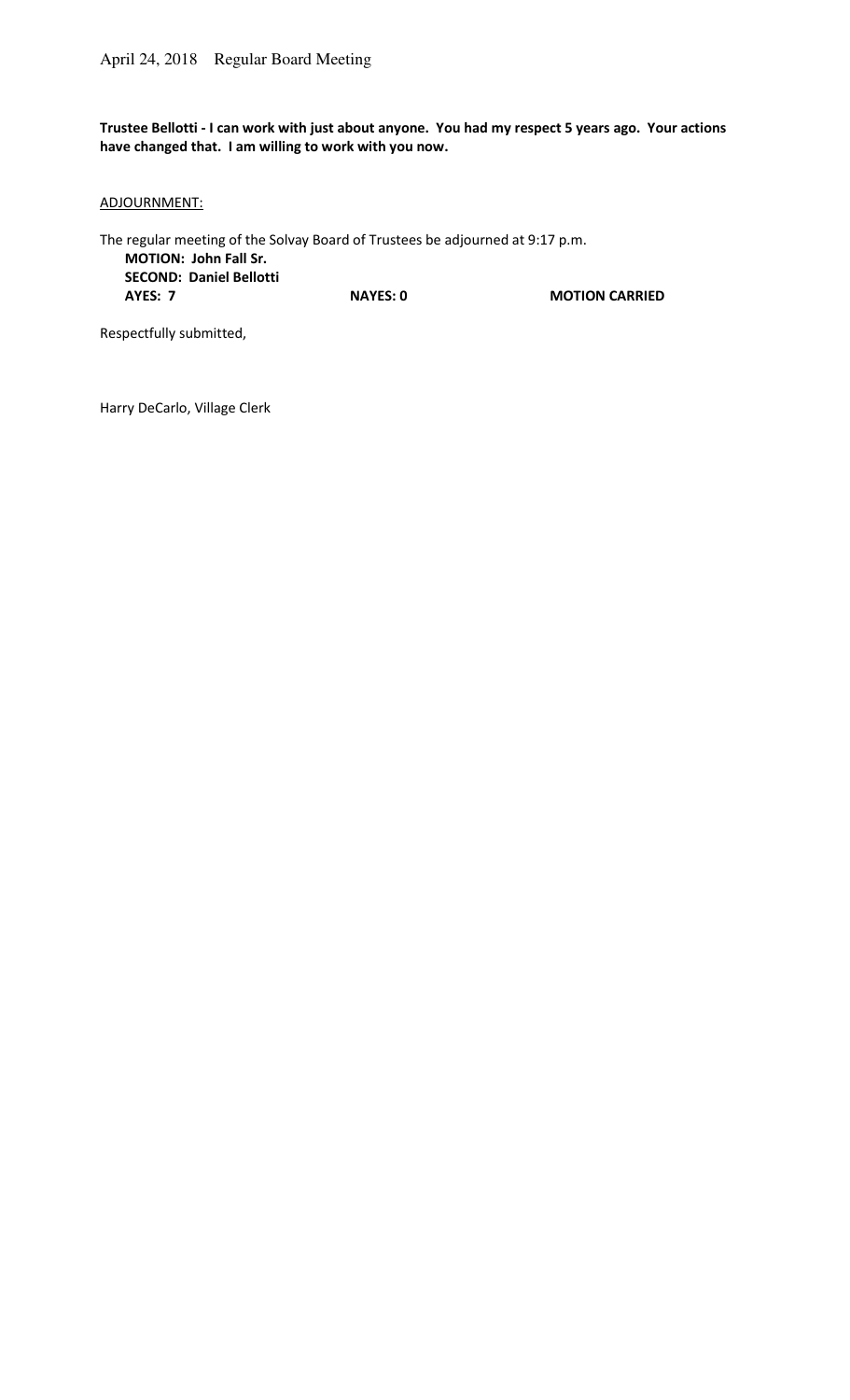**Trustee Bellotti - I can work with just about anyone. You had my respect 5 years ago. Your actions have changed that. I am willing to work with you now.**

ADJOURNMENT:

The regular meeting of the Solvay Board of Trustees be adjourned at 9:17 p.m.

**MOTION: John Fall Sr.**
**SECOND: Daniel Bellotti**
**AYES: 7** **NAYES: 0** **MOTION CARRIED**

Respectfully submitted,

Harry DeCarlo, Village Clerk